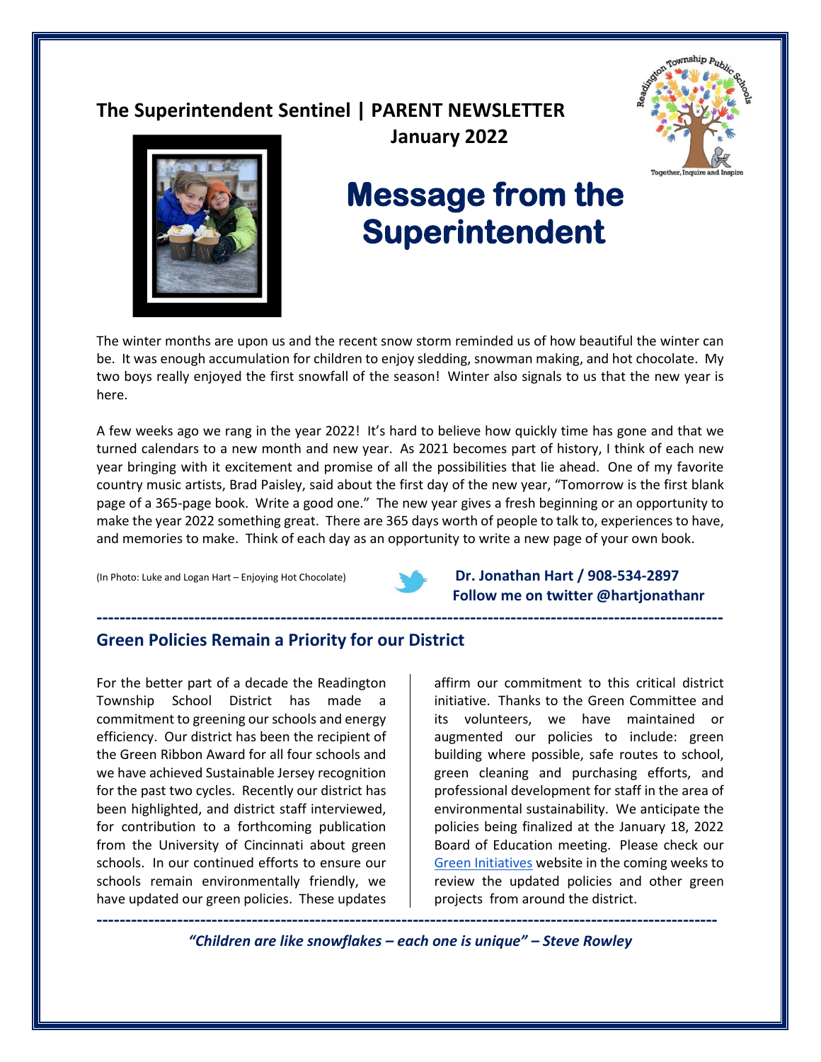**The Superintendent Sentinel | PARENT NEWSLETTER**

**January 2022**

# Message from the Superintendent

The winter months are upon us and the recent snow storm reminded us of how beautiful the winter can be. It was enough accumulation for children to enjoy sledding, snowman making, and hot chocolate. My two boys really enjoyed the first snowfall of the season! Winter also signals to us that the new year is here.

A few weeks ago we rang in the year 2022! It's hard to believe how quickly time has gone and that we turned calendars to a new month and new year. As 2021 becomes part of history, I think of each new year bringing with it excitement and promise of all the possibilities that lie ahead. One of my favorite country music artists, Brad Paisley, said about the first day of the new year, "Tomorrow is the first blank page of a 365-page book. Write a good one." The new year gives a fresh beginning or an opportunity to make the year 2022 something great. There are 365 days worth of people to talk to, experiences to have, and memories to make. Think of each day as an opportunity to write a new page of your own book.

(In Photo: Luke and Logan Hart – Enjoying Hot Chocolate)

**Dr. Jonathan Hart / 908-534-2897**
**Follow me on twitter @hartjonathanr**

---

## Green Policies Remain a Priority for our District

For the better part of a decade the Readington Township School District has made a commitment to greening our schools and energy efficiency. Our district has been the recipient of the Green Ribbon Award for all four schools and we have achieved Sustainable Jersey recognition for the past two cycles. Recently our district has been highlighted, and district staff interviewed, for contribution to a forthcoming publication from the University of Cincinnati about green schools. In our continued efforts to ensure our schools remain environmentally friendly, we have updated our green policies. These updates affirm our commitment to this critical district initiative. Thanks to the Green Committee and its volunteers, we have maintained or augmented our policies to include: green building where possible, safe routes to school, green cleaning and purchasing efforts, and professional development for staff in the area of environmental sustainability. We anticipate the policies being finalized at the January 18, 2022 Board of Education meeting. Please check our Green Initiatives website in the coming weeks to review the updated policies and other green projects from around the district.

---

*"Children are like snowflakes – each one is unique" – Steve Rowley*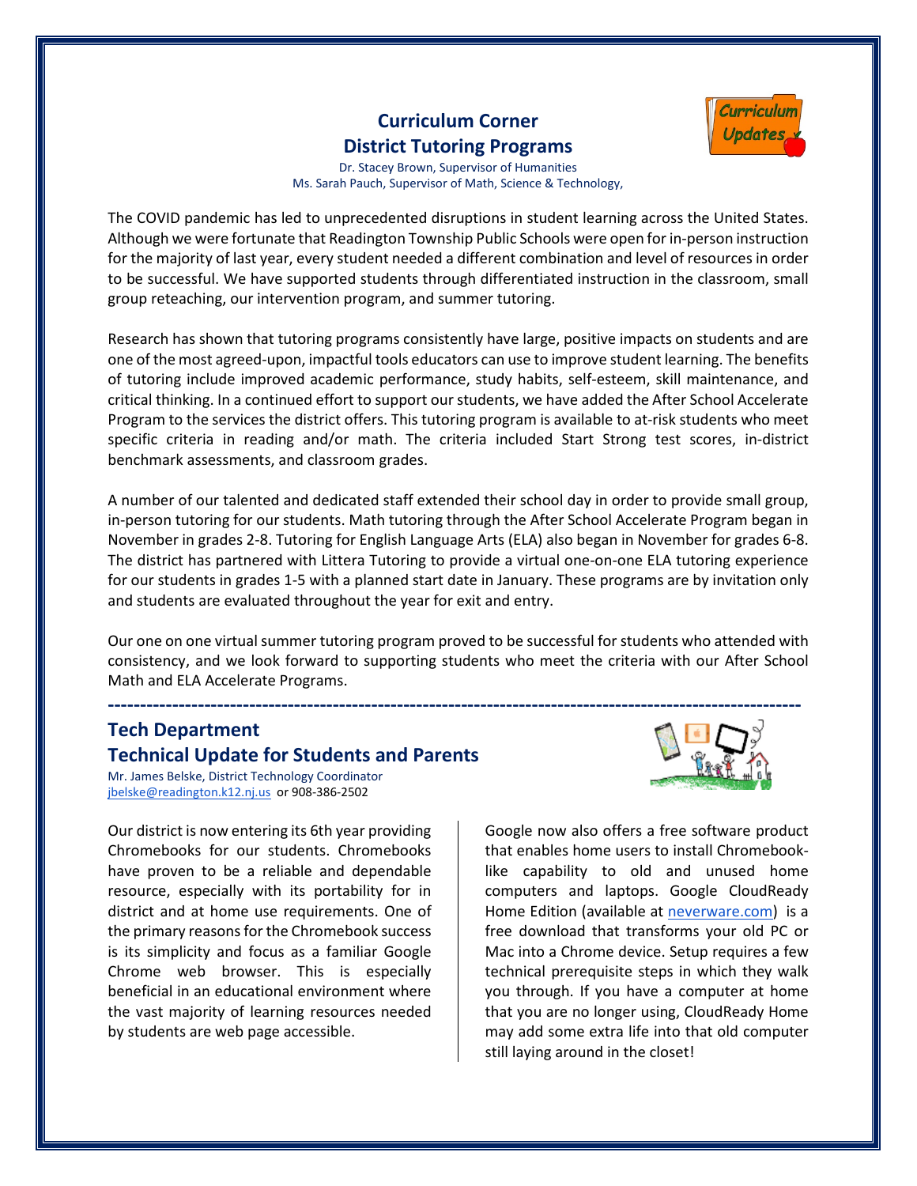## Curriculum Corner
## District Tutoring Programs

Dr. Stacey Brown, Supervisor of Humanities
Ms. Sarah Pauch, Supervisor of Math, Science & Technology,

The COVID pandemic has led to unprecedented disruptions in student learning across the United States. Although we were fortunate that Readington Township Public Schools were open for in-person instruction for the majority of last year, every student needed a different combination and level of resources in order to be successful. We have supported students through differentiated instruction in the classroom, small group reteaching, our intervention program, and summer tutoring.

Research has shown that tutoring programs consistently have large, positive impacts on students and are one of the most agreed-upon, impactful tools educators can use to improve student learning. The benefits of tutoring include improved academic performance, study habits, self-esteem, skill maintenance, and critical thinking. In a continued effort to support our students, we have added the After School Accelerate Program to the services the district offers. This tutoring program is available to at-risk students who meet specific criteria in reading and/or math. The criteria included Start Strong test scores, in-district benchmark assessments, and classroom grades.

A number of our talented and dedicated staff extended their school day in order to provide small group, in-person tutoring for our students. Math tutoring through the After School Accelerate Program began in November in grades 2-8. Tutoring for English Language Arts (ELA) also began in November for grades 6-8. The district has partnered with Littera Tutoring to provide a virtual one-on-one ELA tutoring experience for our students in grades 1-5 with a planned start date in January. These programs are by invitation only and students are evaluated throughout the year for exit and entry.

Our one on one virtual summer tutoring program proved to be successful for students who attended with consistency, and we look forward to supporting students who meet the criteria with our After School Math and ELA Accelerate Programs.

---

## Tech Department
## Technical Update for Students and Parents

Mr. James Belske, District Technology Coordinator
jbelske@readington.k12.nj.us or 908-386-2502

Our district is now entering its 6th year providing Chromebooks for our students. Chromebooks have proven to be a reliable and dependable resource, especially with its portability for in district and at home use requirements. One of the primary reasons for the Chromebook success is its simplicity and focus as a familiar Google Chrome web browser. This is especially beneficial in an educational environment where the vast majority of learning resources needed by students are web page accessible.

Google now also offers a free software product that enables home users to install Chromebook-like capability to old and unused home computers and laptops. Google CloudReady Home Edition (available at neverware.com) is a free download that transforms your old PC or Mac into a Chrome device. Setup requires a few technical prerequisite steps in which they walk you through. If you have a computer at home that you are no longer using, CloudReady Home may add some extra life into that old computer still laying around in the closet!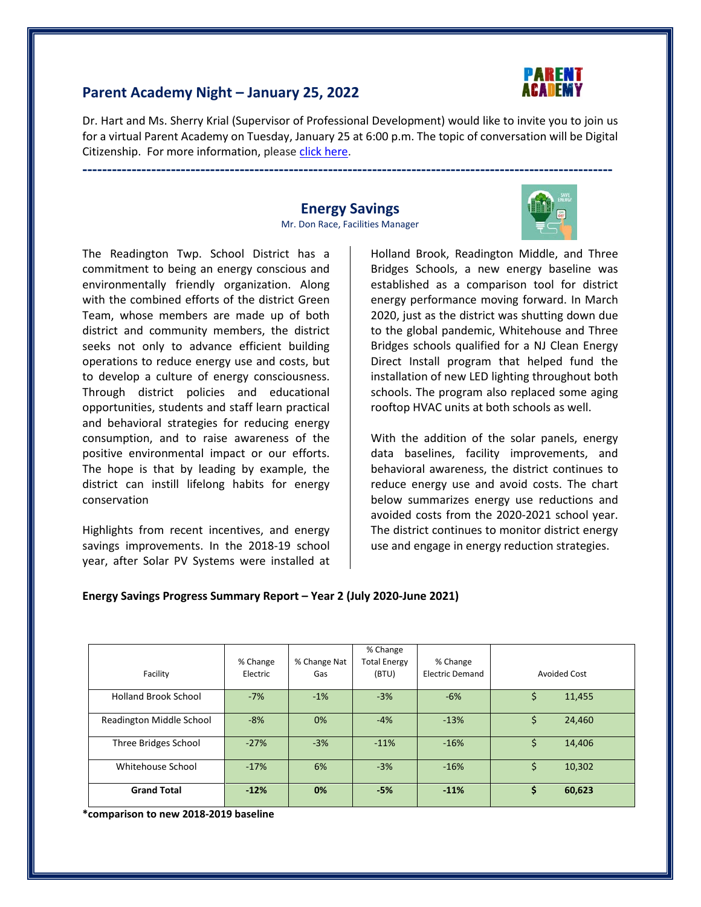## Parent Academy Night – January 25, 2022

Dr. Hart and Ms. Sherry Krial (Supervisor of Professional Development) would like to invite you to join us for a virtual Parent Academy on Tuesday, January 25 at 6:00 p.m. The topic of conversation will be Digital Citizenship. For more information, please click here.

---

## Energy Savings

Mr. Don Race, Facilities Manager

The Readington Twp. School District has a commitment to being an energy conscious and environmentally friendly organization. Along with the combined efforts of the district Green Team, whose members are made up of both district and community members, the district seeks not only to advance efficient building operations to reduce energy use and costs, but to develop a culture of energy consciousness. Through district policies and educational opportunities, students and staff learn practical and behavioral strategies for reducing energy consumption, and to raise awareness of the positive environmental impact or our efforts. The hope is that by leading by example, the district can instill lifelong habits for energy conservation

Highlights from recent incentives, and energy savings improvements. In the 2018-19 school year, after Solar PV Systems were installed at Holland Brook, Readington Middle, and Three Bridges Schools, a new energy baseline was established as a comparison tool for district energy performance moving forward. In March 2020, just as the district was shutting down due to the global pandemic, Whitehouse and Three Bridges schools qualified for a NJ Clean Energy Direct Install program that helped fund the installation of new LED lighting throughout both schools. The program also replaced some aging rooftop HVAC units at both schools as well.

With the addition of the solar panels, energy data baselines, facility improvements, and behavioral awareness, the district continues to reduce energy use and avoid costs. The chart below summarizes energy use reductions and avoided costs from the 2020-2021 school year. The district continues to monitor district energy use and engage in energy reduction strategies.

**Energy Savings Progress Summary Report – Year 2 (July 2020-June 2021)**

| Facility | % Change Electric | % Change Nat Gas | % Change Total Energy (BTU) | % Change Electric Demand | Avoided Cost |
|---|---|---|---|---|---|
| Holland Brook School | -7% | -1% | -3% | -6% | $ 11,455 |
| Readington Middle School | -8% | 0% | -4% | -13% | $ 24,460 |
| Three Bridges School | -27% | -3% | -11% | -16% | $ 14,406 |
| Whitehouse School | -17% | 6% | -3% | -16% | $ 10,302 |
| **Grand Total** | **-12%** | **0%** | **-5%** | **-11%** | **$ 60,623** |

**\*comparison to new 2018-2019 baseline**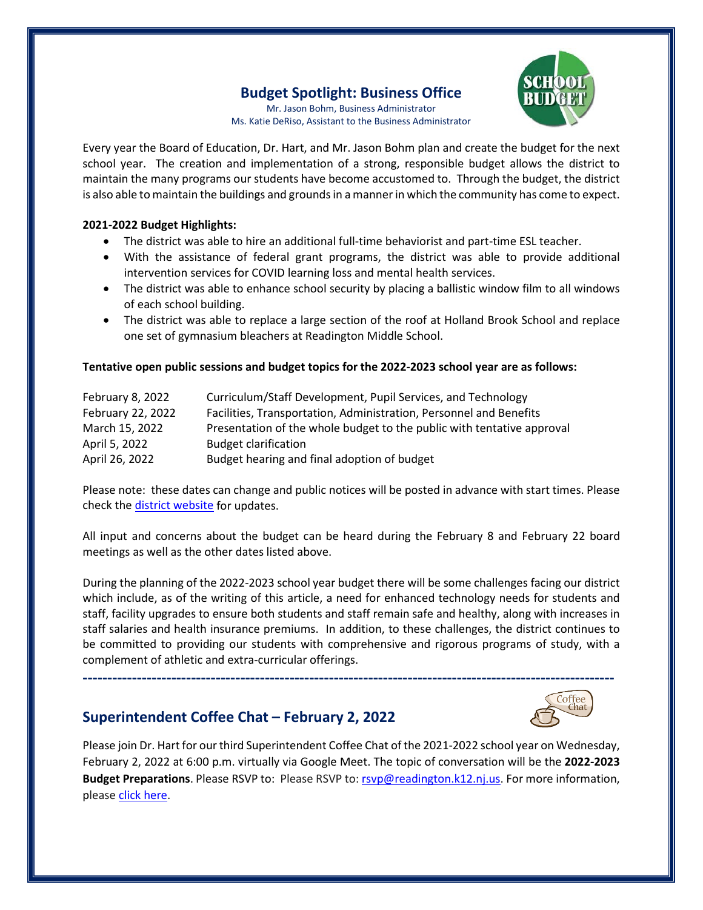## Budget Spotlight: Business Office

Mr. Jason Bohm, Business Administrator
Ms. Katie DeRiso, Assistant to the Business Administrator

Every year the Board of Education, Dr. Hart, and Mr. Jason Bohm plan and create the budget for the next school year. The creation and implementation of a strong, responsible budget allows the district to maintain the many programs our students have become accustomed to. Through the budget, the district is also able to maintain the buildings and grounds in a manner in which the community has come to expect.

**2021-2022 Budget Highlights:**

- The district was able to hire an additional full-time behaviorist and part-time ESL teacher.
- With the assistance of federal grant programs, the district was able to provide additional intervention services for COVID learning loss and mental health services.
- The district was able to enhance school security by placing a ballistic window film to all windows of each school building.
- The district was able to replace a large section of the roof at Holland Brook School and replace one set of gymnasium bleachers at Readington Middle School.

**Tentative open public sessions and budget topics for the 2022-2023 school year are as follows:**

| | |
|---|---|
| February 8, 2022 | Curriculum/Staff Development, Pupil Services, and Technology |
| February 22, 2022 | Facilities, Transportation, Administration, Personnel and Benefits |
| March 15, 2022 | Presentation of the whole budget to the public with tentative approval |
| April 5, 2022 | Budget clarification |
| April 26, 2022 | Budget hearing and final adoption of budget |

Please note: these dates can change and public notices will be posted in advance with start times. Please check the district website for updates.

All input and concerns about the budget can be heard during the February 8 and February 22 board meetings as well as the other dates listed above.

During the planning of the 2022-2023 school year budget there will be some challenges facing our district which include, as of the writing of this article, a need for enhanced technology needs for students and staff, facility upgrades to ensure both students and staff remain safe and healthy, along with increases in staff salaries and health insurance premiums. In addition, to these challenges, the district continues to be committed to providing our students with comprehensive and rigorous programs of study, with a complement of athletic and extra-curricular offerings.

---

## Superintendent Coffee Chat – February 2, 2022

Please join Dr. Hart for our third Superintendent Coffee Chat of the 2021-2022 school year on Wednesday, February 2, 2022 at 6:00 p.m. virtually via Google Meet. The topic of conversation will be the **2022-2023 Budget Preparations**. Please RSVP to: Please RSVP to: rsvp@readington.k12.nj.us. For more information, please click here.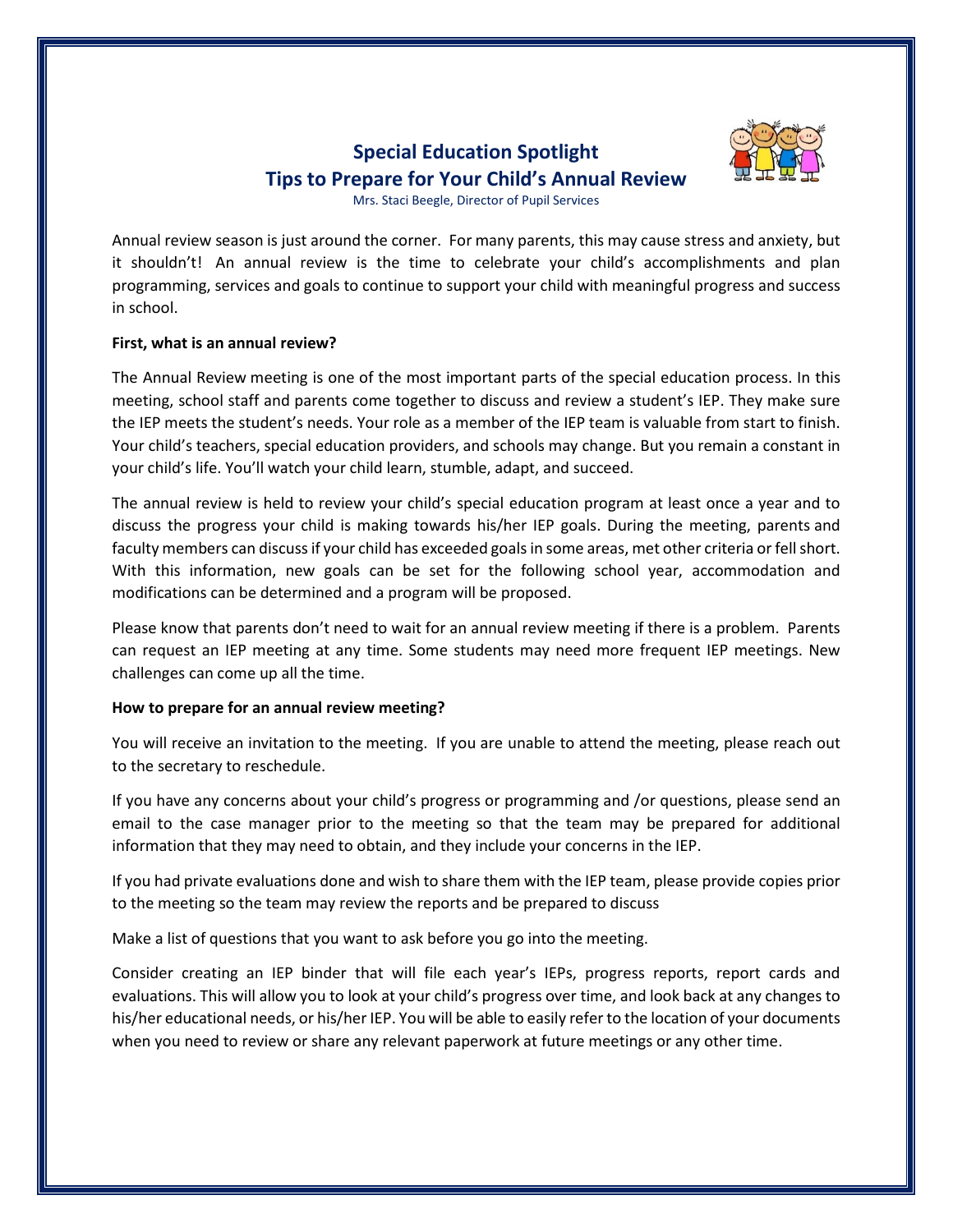## Special Education Spotlight
## Tips to Prepare for Your Child's Annual Review

Mrs. Staci Beegle, Director of Pupil Services

Annual review season is just around the corner. For many parents, this may cause stress and anxiety, but it shouldn't! An annual review is the time to celebrate your child's accomplishments and plan programming, services and goals to continue to support your child with meaningful progress and success in school.

**First, what is an annual review?**

The Annual Review meeting is one of the most important parts of the special education process. In this meeting, school staff and parents come together to discuss and review a student's IEP. They make sure the IEP meets the student's needs. Your role as a member of the IEP team is valuable from start to finish. Your child's teachers, special education providers, and schools may change. But you remain a constant in your child's life. You'll watch your child learn, stumble, adapt, and succeed.

The annual review is held to review your child's special education program at least once a year and to discuss the progress your child is making towards his/her IEP goals. During the meeting, parents and faculty members can discuss if your child has exceeded goals in some areas, met other criteria or fell short. With this information, new goals can be set for the following school year, accommodation and modifications can be determined and a program will be proposed.

Please know that parents don't need to wait for an annual review meeting if there is a problem. Parents can request an IEP meeting at any time. Some students may need more frequent IEP meetings. New challenges can come up all the time.

**How to prepare for an annual review meeting?**

You will receive an invitation to the meeting. If you are unable to attend the meeting, please reach out to the secretary to reschedule.

If you have any concerns about your child's progress or programming and /or questions, please send an email to the case manager prior to the meeting so that the team may be prepared for additional information that they may need to obtain, and they include your concerns in the IEP.

If you had private evaluations done and wish to share them with the IEP team, please provide copies prior to the meeting so the team may review the reports and be prepared to discuss

Make a list of questions that you want to ask before you go into the meeting.

Consider creating an IEP binder that will file each year's IEPs, progress reports, report cards and evaluations. This will allow you to look at your child's progress over time, and look back at any changes to his/her educational needs, or his/her IEP. You will be able to easily refer to the location of your documents when you need to review or share any relevant paperwork at future meetings or any other time.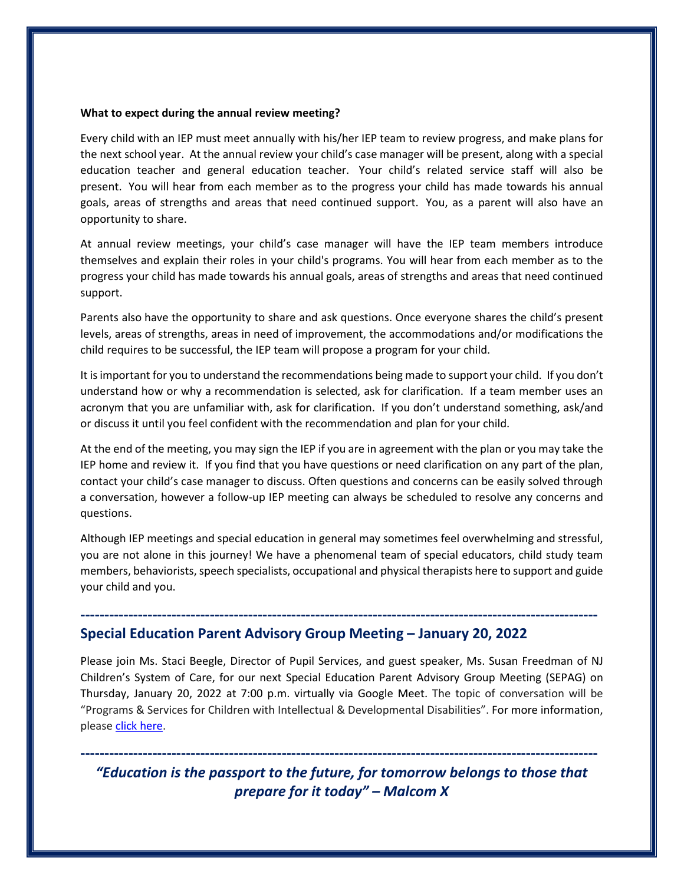**What to expect during the annual review meeting?**

Every child with an IEP must meet annually with his/her IEP team to review progress, and make plans for the next school year. At the annual review your child's case manager will be present, along with a special education teacher and general education teacher. Your child's related service staff will also be present. You will hear from each member as to the progress your child has made towards his annual goals, areas of strengths and areas that need continued support. You, as a parent will also have an opportunity to share.

At annual review meetings, your child's case manager will have the IEP team members introduce themselves and explain their roles in your child's programs. You will hear from each member as to the progress your child has made towards his annual goals, areas of strengths and areas that need continued support.

Parents also have the opportunity to share and ask questions. Once everyone shares the child's present levels, areas of strengths, areas in need of improvement, the accommodations and/or modifications the child requires to be successful, the IEP team will propose a program for your child.

It is important for you to understand the recommendations being made to support your child. If you don't understand how or why a recommendation is selected, ask for clarification. If a team member uses an acronym that you are unfamiliar with, ask for clarification. If you don't understand something, ask/and or discuss it until you feel confident with the recommendation and plan for your child.

At the end of the meeting, you may sign the IEP if you are in agreement with the plan or you may take the IEP home and review it. If you find that you have questions or need clarification on any part of the plan, contact your child's case manager to discuss. Often questions and concerns can be easily solved through a conversation, however a follow-up IEP meeting can always be scheduled to resolve any concerns and questions.

Although IEP meetings and special education in general may sometimes feel overwhelming and stressful, you are not alone in this journey! We have a phenomenal team of special educators, child study team members, behaviorists, speech specialists, occupational and physical therapists here to support and guide your child and you.

---

## Special Education Parent Advisory Group Meeting – January 20, 2022

Please join Ms. Staci Beegle, Director of Pupil Services, and guest speaker, Ms. Susan Freedman of NJ Children's System of Care, for our next Special Education Parent Advisory Group Meeting (SEPAG) on Thursday, January 20, 2022 at 7:00 p.m. virtually via Google Meet. The topic of conversation will be "Programs & Services for Children with Intellectual & Developmental Disabilities". For more information, please click here.

---

***"Education is the passport to the future, for tomorrow belongs to those that prepare for it today" – Malcom X***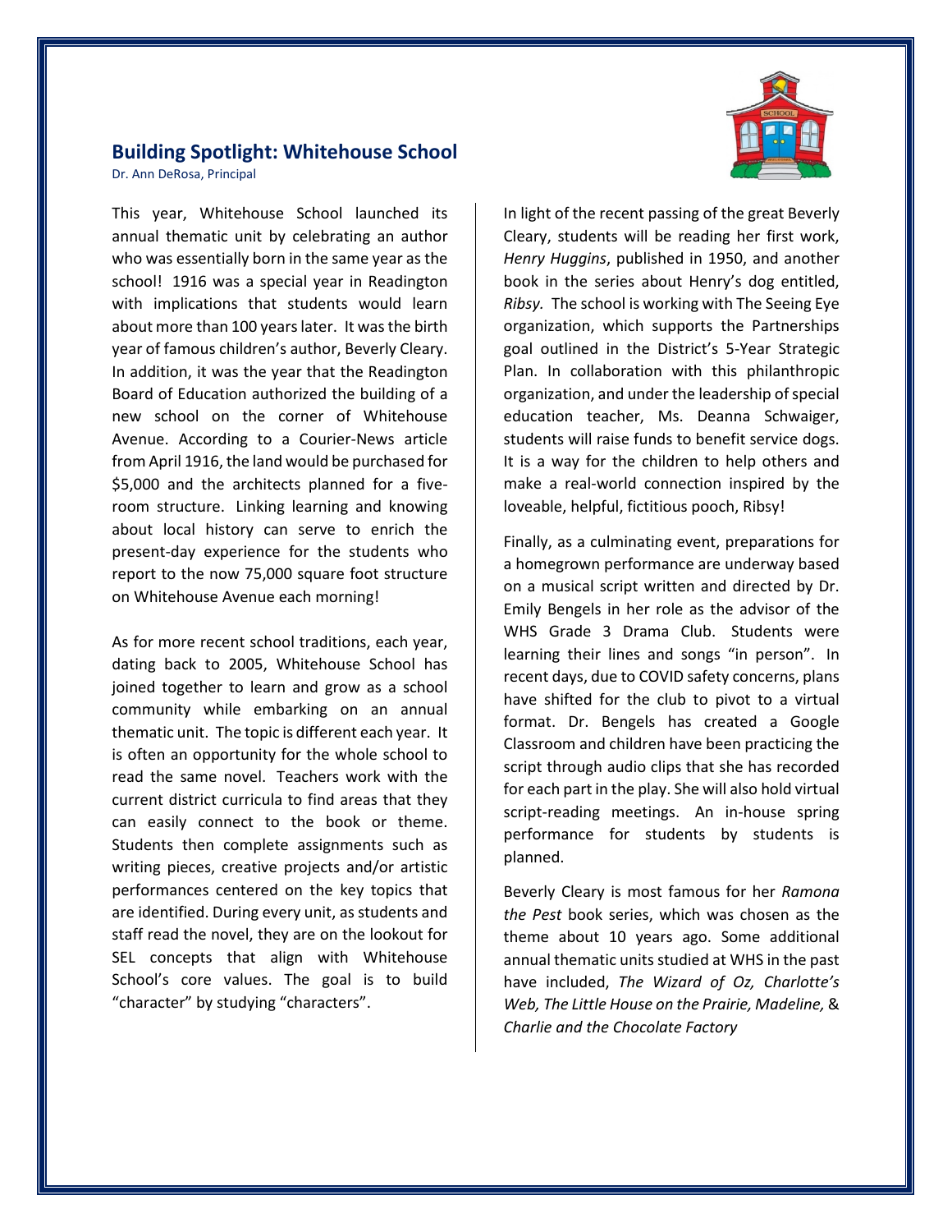## Building Spotlight: Whitehouse School

Dr. Ann DeRosa, Principal

This year, Whitehouse School launched its annual thematic unit by celebrating an author who was essentially born in the same year as the school! 1916 was a special year in Readington with implications that students would learn about more than 100 years later. It was the birth year of famous children's author, Beverly Cleary. In addition, it was the year that the Readington Board of Education authorized the building of a new school on the corner of Whitehouse Avenue. According to a Courier-News article from April 1916, the land would be purchased for $5,000 and the architects planned for a five-room structure. Linking learning and knowing about local history can serve to enrich the present-day experience for the students who report to the now 75,000 square foot structure on Whitehouse Avenue each morning!

As for more recent school traditions, each year, dating back to 2005, Whitehouse School has joined together to learn and grow as a school community while embarking on an annual thematic unit. The topic is different each year. It is often an opportunity for the whole school to read the same novel. Teachers work with the current district curricula to find areas that they can easily connect to the book or theme. Students then complete assignments such as writing pieces, creative projects and/or artistic performances centered on the key topics that are identified. During every unit, as students and staff read the novel, they are on the lookout for SEL concepts that align with Whitehouse School's core values. The goal is to build "character" by studying "characters".

In light of the recent passing of the great Beverly Cleary, students will be reading her first work, *Henry Huggins*, published in 1950, and another book in the series about Henry's dog entitled, *Ribsy.* The school is working with The Seeing Eye organization, which supports the Partnerships goal outlined in the District's 5-Year Strategic Plan. In collaboration with this philanthropic organization, and under the leadership of special education teacher, Ms. Deanna Schwaiger, students will raise funds to benefit service dogs. It is a way for the children to help others and make a real-world connection inspired by the loveable, helpful, fictitious pooch, Ribsy!

Finally, as a culminating event, preparations for a homegrown performance are underway based on a musical script written and directed by Dr. Emily Bengels in her role as the advisor of the WHS Grade 3 Drama Club. Students were learning their lines and songs "in person". In recent days, due to COVID safety concerns, plans have shifted for the club to pivot to a virtual format. Dr. Bengels has created a Google Classroom and children have been practicing the script through audio clips that she has recorded for each part in the play. She will also hold virtual script-reading meetings. An in-house spring performance for students by students is planned.

Beverly Cleary is most famous for her *Ramona the Pest* book series, which was chosen as the theme about 10 years ago. Some additional annual thematic units studied at WHS in the past have included, *The Wizard of Oz, Charlotte's Web, The Little House on the Prairie, Madeline,* & *Charlie and the Chocolate Factory*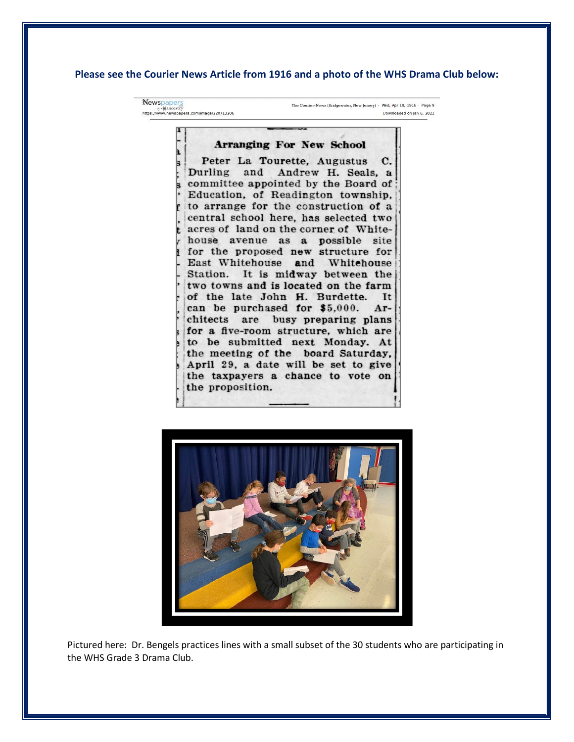**Please see the Courier News Article from 1916 and a photo of the WHS Drama Club below:**

Newspapers by ancestry
https://www.newspapers.com/image/220713206

The Courier-News (Bridgewater, New Jersey) · Wed, Apr 19, 1916 · Page 9
Downloaded on Jan 6, 2022

### Arranging For New School

Peter La Tourette, Augustus C. Durling and Andrew H. Seals, a committee appointed by the Board of Education, of Readington township, to arrange for the construction of a central school here, has selected two acres of land on the corner of Whitehouse avenue as a possible site for the proposed new structure for East Whitehouse and Whitehouse Station. It is midway between the two towns and is located on the farm of the late John H. Burdette. It can be purchased for $5,000. Architects are busy preparing plans for a five-room structure, which are to be submitted next Monday. At the meeting of the board Saturday, April 29, a date will be set to give the taxpayers a chance to vote on the proposition.

Pictured here: Dr. Bengels practices lines with a small subset of the 30 students who are participating in the WHS Grade 3 Drama Club.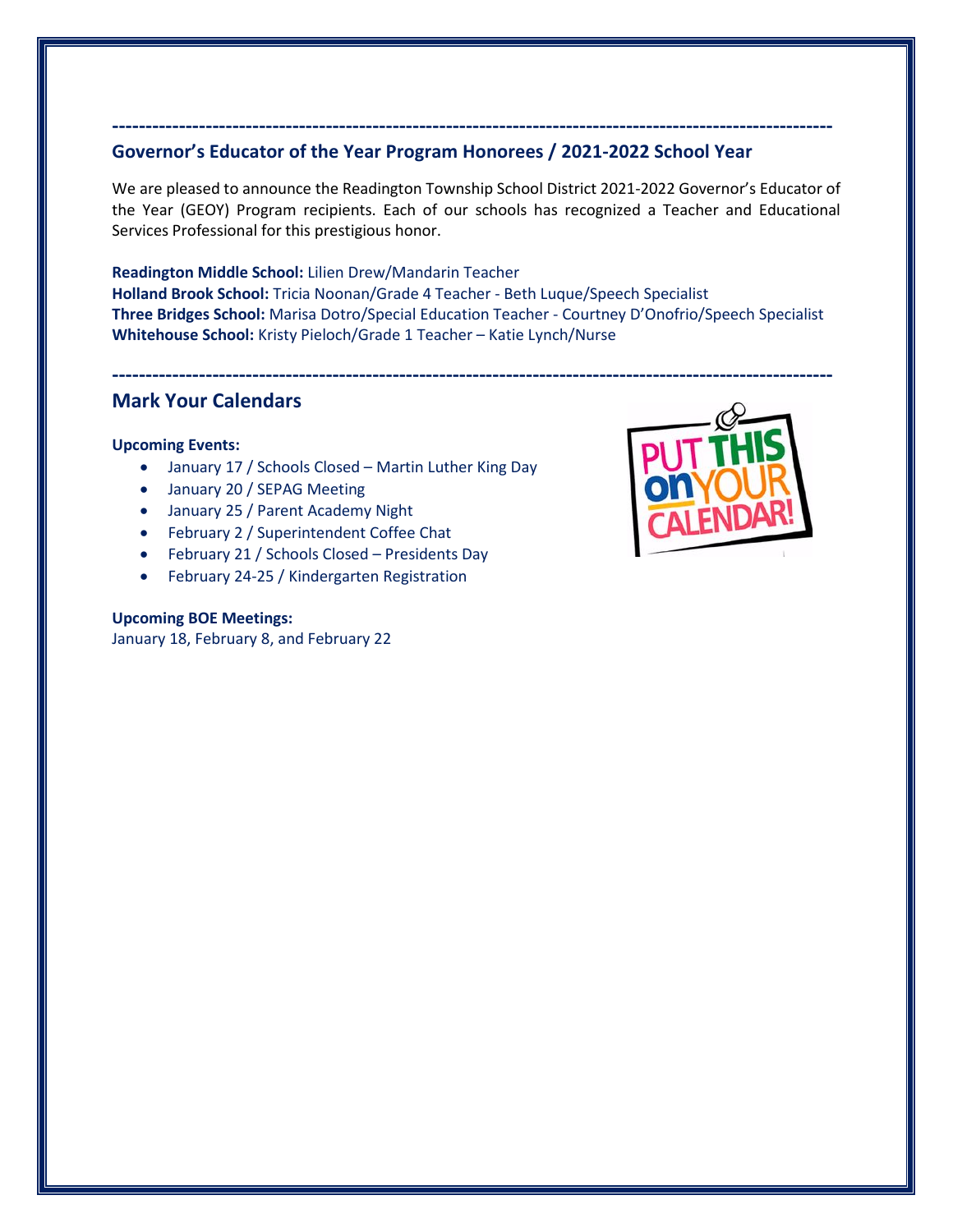---

## Governor's Educator of the Year Program Honorees / 2021-2022 School Year

We are pleased to announce the Readington Township School District 2021-2022 Governor's Educator of the Year (GEOY) Program recipients. Each of our schools has recognized a Teacher and Educational Services Professional for this prestigious honor.

**Readington Middle School:** Lilien Drew/Mandarin Teacher
**Holland Brook School:** Tricia Noonan/Grade 4 Teacher - Beth Luque/Speech Specialist
**Three Bridges School:** Marisa Dotro/Special Education Teacher - Courtney D'Onofrio/Speech Specialist
**Whitehouse School:** Kristy Pieloch/Grade 1 Teacher – Katie Lynch/Nurse

---

## Mark Your Calendars

**Upcoming Events:**

- January 17 / Schools Closed – Martin Luther King Day
- January 20 / SEPAG Meeting
- January 25 / Parent Academy Night
- February 2 / Superintendent Coffee Chat
- February 21 / Schools Closed – Presidents Day
- February 24-25 / Kindergarten Registration

**Upcoming BOE Meetings:**
January 18, February 8, and February 22